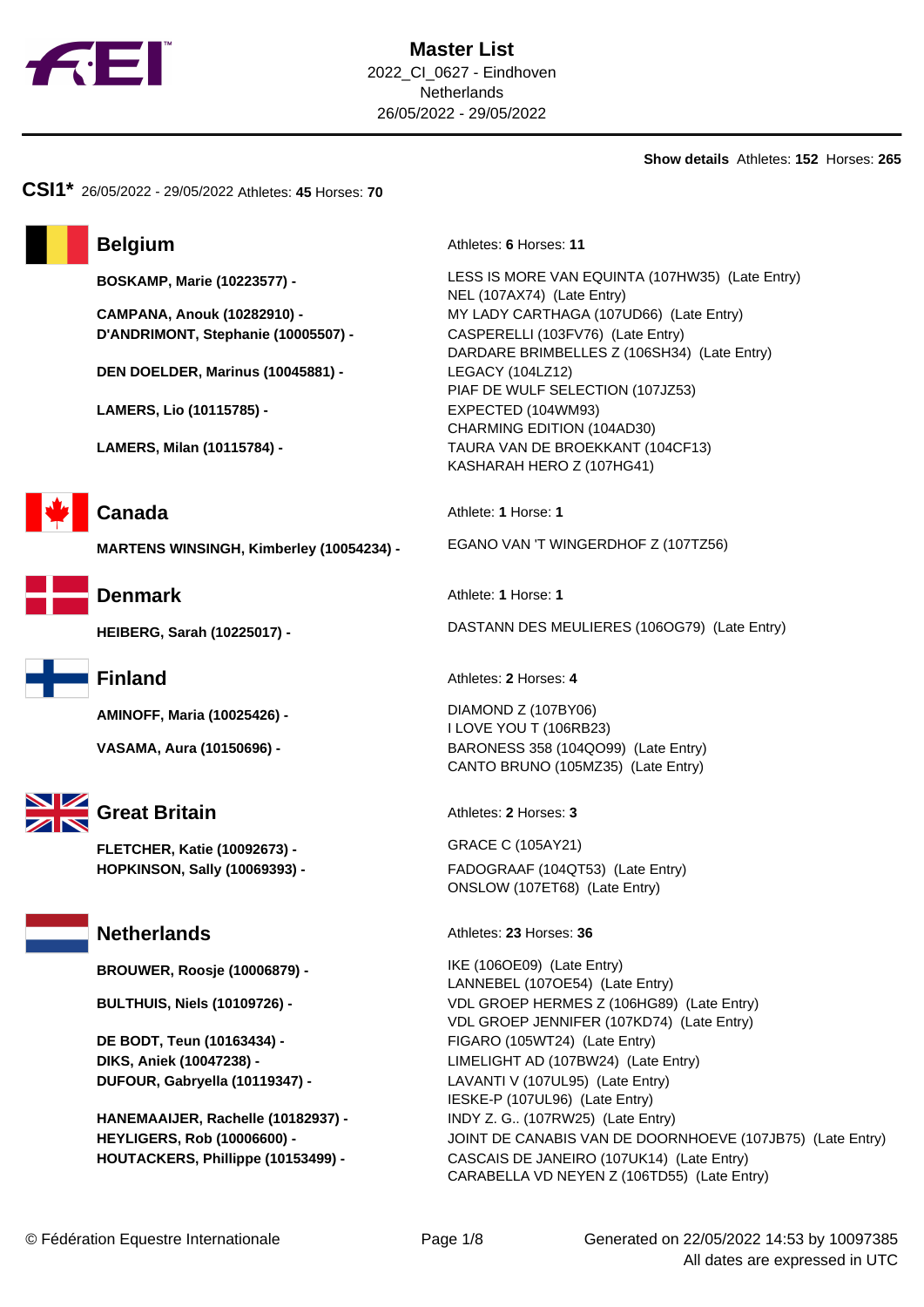# Master List

2022_CI_0627 - Eindhoven
Netherlands
26/05/2022 - 29/05/2022

**Show details** Athletes: **152** Horses: **265**

## CSI1* 26/05/2022 - 29/05/2022 Athletes: **45** Horses: **70**

### Belgium

Athletes: **6** Horses: **11**

**BOSKAMP, Marie (10223577) -**
- LESS IS MORE VAN EQUINTA (107HW35) (Late Entry)
- NEL (107AX74) (Late Entry)

**CAMPANA, Anouk (10282910) -**
- MY LADY CARTHAGA (107UD66) (Late Entry)

**D'ANDRIMONT, Stephanie (10005507) -**
- CASPERELLI (103FV76) (Late Entry)
- DARDARE BRIMBELLES Z (106SH34) (Late Entry)

**DEN DOELDER, Marinus (10045881) -**
- LEGACY (104LZ12)
- PIAF DE WULF SELECTION (107JZ53)

**LAMERS, Lio (10115785) -**
- EXPECTED (104WM93)
- CHARMING EDITION (104AD30)

**LAMERS, Milan (10115784) -**
- TAURA VAN DE BROEKKANT (104CF13)
- KASHARAH HERO Z (107HG41)

### Canada

Athlete: **1** Horse: **1**

**MARTENS WINSINGH, Kimberley (10054234) -**
- EGANO VAN 'T WINGERDHOF Z (107TZ56)

### Denmark

Athlete: **1** Horse: **1**

**HEIBERG, Sarah (10225017) -**
- DASTANN DES MEULIERES (106OG79) (Late Entry)

### Finland

Athletes: **2** Horses: **4**

**AMINOFF, Maria (10025426) -**
- DIAMOND Z (107BY06)
- I LOVE YOU T (106RB23)

**VASAMA, Aura (10150696) -**
- BARONESS 358 (104QO99) (Late Entry)
- CANTO BRUNO (105MZ35) (Late Entry)

### Great Britain

Athletes: **2** Horses: **3**

**FLETCHER, Katie (10092673) -**
- GRACE C (105AY21)

**HOPKINSON, Sally (10069393) -**
- FADOGRAAF (104QT53) (Late Entry)
- ONSLOW (107ET68) (Late Entry)

### Netherlands

Athletes: **23** Horses: **36**

**BROUWER, Roosje (10006879) -**
- IKE (106OE09) (Late Entry)
- LANNEBEL (107OE54) (Late Entry)

**BULTHUIS, Niels (10109726) -**
- VDL GROEP HERMES Z (106HG89) (Late Entry)
- VDL GROEP JENNIFER (107KD74) (Late Entry)

**DE BODT, Teun (10163434) -**
- FIGARO (105WT24) (Late Entry)

**DIKS, Aniek (10047238) -**
- LIMELIGHT AD (107BW24) (Late Entry)

**DUFOUR, Gabryella (10119347) -**
- LAVANTI V (107UL95) (Late Entry)
- IESKE-P (107UL96) (Late Entry)

**HANEMAAIJER, Rachelle (10182937) -**
- INDY Z. G.. (107RW25) (Late Entry)

**HEYLIGERS, Rob (10006600) -**
- JOINT DE CANABIS VAN DE DOORNHOEVE (107JB75) (Late Entry)

**HOUTACKERS, Phillippe (10153499) -**
- CASCAIS DE JANEIRO (107UK14) (Late Entry)
- CARABELLA VD NEYEN Z (106TD55) (Late Entry)

© Fédération Equestre Internationale

Generated on 22/05/2022 14:53 by 10097385
All dates are expressed in UTC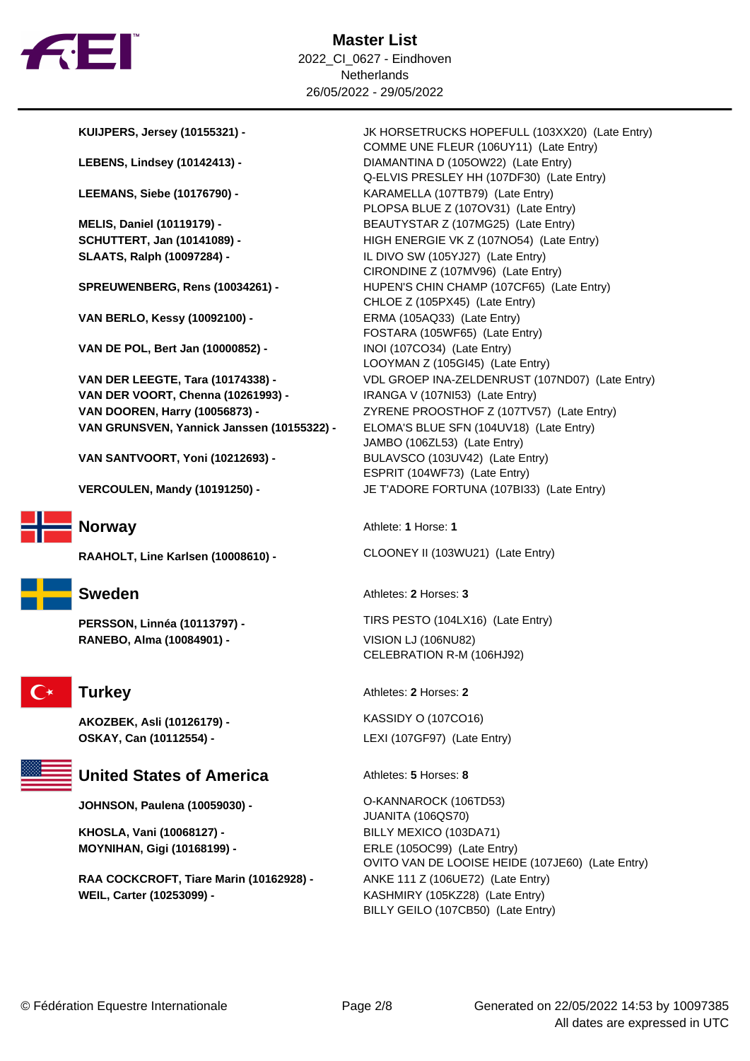# Master List

2022_CI_0627 - Eindhoven
Netherlands
26/05/2022 - 29/05/2022

| Athlete | Horse |
|---|---|
| **KUIJPERS, Jersey (10155321) -** | JK HORSETRUCKS HOPEFULL (103XX20) (Late Entry) |
| | COMME UNE FLEUR (106UY11) (Late Entry) |
| **LEBENS, Lindsey (10142413) -** | DIAMANTINA D (105OW22) (Late Entry) |
| | Q-ELVIS PRESLEY HH (107DF30) (Late Entry) |
| **LEEMANS, Siebe (10176790) -** | KARAMELLA (107TB79) (Late Entry) |
| | PLOPSA BLUE Z (107OV31) (Late Entry) |
| **MELIS, Daniel (10119179) -** | BEAUTYSTAR Z (107MG25) (Late Entry) |
| **SCHUTTERT, Jan (10141089) -** | HIGH ENERGIE VK Z (107NO54) (Late Entry) |
| **SLAATS, Ralph (10097284) -** | IL DIVO SW (105YJ27) (Late Entry) |
| | CIRONDINE Z (107MV96) (Late Entry) |
| **SPREUWENBERG, Rens (10034261) -** | HUPEN'S CHIN CHAMP (107CF65) (Late Entry) |
| | CHLOE Z (105PX45) (Late Entry) |
| **VAN BERLO, Kessy (10092100) -** | ERMA (105AQ33) (Late Entry) |
| | FOSTARA (105WF65) (Late Entry) |
| **VAN DE POL, Bert Jan (10000852) -** | INOI (107CO34) (Late Entry) |
| | LOOYMAN Z (105GI45) (Late Entry) |
| **VAN DER LEEGTE, Tara (10174338) -** | VDL GROEP INA-ZELDENRUST (107ND07) (Late Entry) |
| **VAN DER VOORT, Chenna (10261993) -** | IRANGA V (107NI53) (Late Entry) |
| **VAN DOOREN, Harry (10056873) -** | ZYRENE PROOSTHOF Z (107TV57) (Late Entry) |
| **VAN GRUNSVEN, Yannick Janssen (10155322) -** | ELOMA'S BLUE SFN (104UV18) (Late Entry) |
| | JAMBO (106ZL53) (Late Entry) |
| **VAN SANTVOORT, Yoni (10212693) -** | BULAVSCO (103UV42) (Late Entry) |
| | ESPRIT (104WF73) (Late Entry) |
| **VERCOULEN, Mandy (10191250) -** | JE T'ADORE FORTUNA (107BI33) (Late Entry) |

## Norway

Athlete: **1** Horse: **1**

| Athlete | Horse |
|---|---|
| **RAAHOLT, Line Karlsen (10008610) -** | CLOONEY II (103WU21) (Late Entry) |

## Sweden

Athletes: **2** Horses: **3**

| Athlete | Horse |
|---|---|
| **PERSSON, Linnéa (10113797) -** | TIRS PESTO (104LX16) (Late Entry) |
| **RANEBO, Alma (10084901) -** | VISION LJ (106NU82) |
| | CELEBRATION R-M (106HJ92) |

## Turkey

Athletes: **2** Horses: **2**

| Athlete | Horse |
|---|---|
| **AKOZBEK, Asli (10126179) -** | KASSIDY O (107CO16) |
| **OSKAY, Can (10112554) -** | LEXI (107GF97) (Late Entry) |

## United States of America

Athletes: **5** Horses: **8**

| Athlete | Horse |
|---|---|
| **JOHNSON, Paulena (10059030) -** | O-KANNAROCK (106TD53) |
| | JUANITA (106QS70) |
| **KHOSLA, Vani (10068127) -** | BILLY MEXICO (103DA71) |
| **MOYNIHAN, Gigi (10168199) -** | ERLE (105OC99) (Late Entry) |
| | OVITO VAN DE LOOISE HEIDE (107JE60) (Late Entry) |
| **RAA COCKCROFT, Tiare Marin (10162928) -** | ANKE 111 Z (106UE72) (Late Entry) |
| **WEIL, Carter (10253099) -** | KASHMIRY (105KZ28) (Late Entry) |
| | BILLY GEILO (107CB50) (Late Entry) |

© Fédération Equestre Internationale

Generated on 22/05/2022 14:53 by 10097385
All dates are expressed in UTC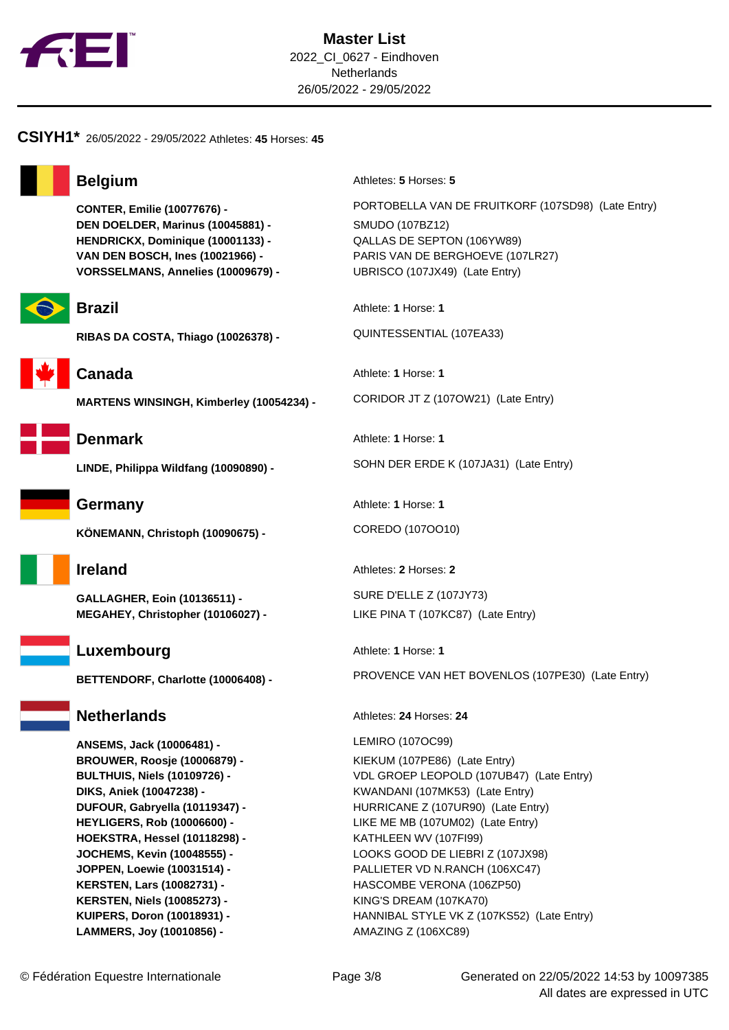# Master List

2022_CI_0627 - Eindhoven
Netherlands
26/05/2022 - 29/05/2022

## CSIYH1* 26/05/2022 - 29/05/2022 Athletes: **45** Horses: **45**

### Belgium

Athletes: **5** Horses: **5**

| Athlete | Horse |
|---|---|
| **CONTER, Emilie (10077676) -** | PORTOBELLA VAN DE FRUITKORF (107SD98) (Late Entry) |
| **DEN DOELDER, Marinus (10045881) -** | SMUDO (107BZ12) |
| **HENDRICKX, Dominique (10001133) -** | QALLAS DE SEPTON (106YW89) |
| **VAN DEN BOSCH, Ines (10021966) -** | PARIS VAN DE BERGHOEVE (107LR27) |
| **VORSSELMANS, Annelies (10009679) -** | UBRISCO (107JX49) (Late Entry) |

### Brazil

Athlete: **1** Horse: **1**

| Athlete | Horse |
|---|---|
| **RIBAS DA COSTA, Thiago (10026378) -** | QUINTESSENTIAL (107EA33) |

### Canada

Athlete: **1** Horse: **1**

| Athlete | Horse |
|---|---|
| **MARTENS WINSINGH, Kimberley (10054234) -** | CORIDOR JT Z (107OW21) (Late Entry) |

### Denmark

Athlete: **1** Horse: **1**

| Athlete | Horse |
|---|---|
| **LINDE, Philippa Wildfang (10090890) -** | SOHN DER ERDE K (107JA31) (Late Entry) |

### Germany

Athlete: **1** Horse: **1**

| Athlete | Horse |
|---|---|
| **KÖNEMANN, Christoph (10090675) -** | COREDO (107OO10) |

### Ireland

Athletes: **2** Horses: **2**

| Athlete | Horse |
|---|---|
| **GALLAGHER, Eoin (10136511) -** | SURE D'ELLE Z (107JY73) |
| **MEGAHEY, Christopher (10106027) -** | LIKE PINA T (107KC87) (Late Entry) |

### Luxembourg

Athlete: **1** Horse: **1**

| Athlete | Horse |
|---|---|
| **BETTENDORF, Charlotte (10006408) -** | PROVENCE VAN HET BOVENLOS (107PE30) (Late Entry) |

### Netherlands

Athletes: **24** Horses: **24**

| Athlete | Horse |
|---|---|
| **ANSEMS, Jack (10006481) -** | LEMIRO (107OC99) |
| **BROUWER, Roosje (10006879) -** | KIEKUM (107PE86) (Late Entry) |
| **BULTHUIS, Niels (10109726) -** | VDL GROEP LEOPOLD (107UB47) (Late Entry) |
| **DIKS, Aniek (10047238) -** | KWANDANI (107MK53) (Late Entry) |
| **DUFOUR, Gabryella (10119347) -** | HURRICANE Z (107UR90) (Late Entry) |
| **HEYLIGERS, Rob (10006600) -** | LIKE ME MB (107UM02) (Late Entry) |
| **HOEKSTRA, Hessel (10118298) -** | KATHLEEN WV (107FI99) |
| **JOCHEMS, Kevin (10048555) -** | LOOKS GOOD DE LIEBRI Z (107JX98) |
| **JOPPEN, Loewie (10031514) -** | PALLIETER VD N.RANCH (106XC47) |
| **KERSTEN, Lars (10082731) -** | HASCOMBE VERONA (106ZP50) |
| **KERSTEN, Niels (10085273) -** | KING'S DREAM (107KA70) |
| **KUIPERS, Doron (10018931) -** | HANNIBAL STYLE VK Z (107KS52) (Late Entry) |
| **LAMMERS, Joy (10010856) -** | AMAZING Z (106XC89) |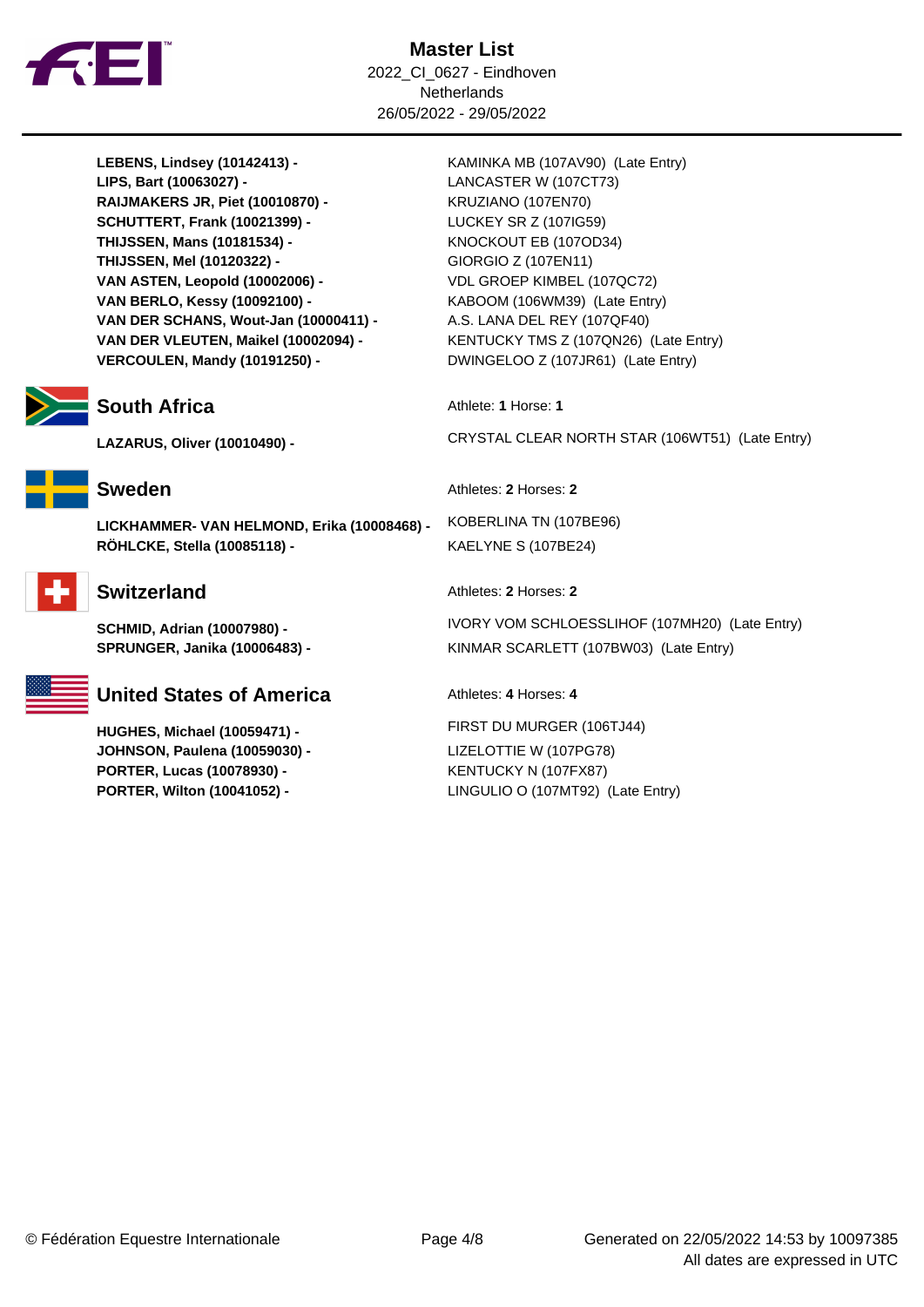| Athlete | Horse |
|---|---|
| **LEBENS, Lindsey (10142413) -** | KAMINKA MB (107AV90) (Late Entry) |
| **LIPS, Bart (10063027) -** | LANCASTER W (107CT73) |
| **RAIJMAKERS JR, Piet (10010870) -** | KRUZIANO (107EN70) |
| **SCHUTTERT, Frank (10021399) -** | LUCKEY SR Z (107IG59) |
| **THIJSSEN, Mans (10181534) -** | KNOCKOUT EB (107OD34) |
| **THIJSSEN, Mel (10120322) -** | GIORGIO Z (107EN11) |
| **VAN ASTEN, Leopold (10002006) -** | VDL GROEP KIMBEL (107QC72) |
| **VAN BERLO, Kessy (10092100) -** | KABOOM (106WM39) (Late Entry) |
| **VAN DER SCHANS, Wout-Jan (10000411) -** | A.S. LANA DEL REY (107QF40) |
| **VAN DER VLEUTEN, Maikel (10002094) -** | KENTUCKY TMS Z (107QN26) (Late Entry) |
| **VERCOULEN, Mandy (10191250) -** | DWINGELOO Z (107JR61) (Late Entry) |

## South Africa

Athlete: **1** Horse: **1**

| Athlete | Horse |
|---|---|
| **LAZARUS, Oliver (10010490) -** | CRYSTAL CLEAR NORTH STAR (106WT51) (Late Entry) |

## Sweden

Athletes: **2** Horses: **2**

| Athlete | Horse |
|---|---|
| **LICKHAMMER- VAN HELMOND, Erika (10008468) -** | KOBERLINA TN (107BE96) |
| **RÖHLCKE, Stella (10085118) -** | KAELYNE S (107BE24) |

## Switzerland

Athletes: **2** Horses: **2**

| Athlete | Horse |
|---|---|
| **SCHMID, Adrian (10007980) -** | IVORY VOM SCHLOESSLIHOF (107MH20) (Late Entry) |
| **SPRUNGER, Janika (10006483) -** | KINMAR SCARLETT (107BW03) (Late Entry) |

## United States of America

Athletes: **4** Horses: **4**

| Athlete | Horse |
|---|---|
| **HUGHES, Michael (10059471) -** | FIRST DU MURGER (106TJ44) |
| **JOHNSON, Paulena (10059030) -** | LIZELOTTIE W (107PG78) |
| **PORTER, Lucas (10078930) -** | KENTUCKY N (107FX87) |
| **PORTER, Wilton (10041052) -** | LINGULIO O (107MT92) (Late Entry) |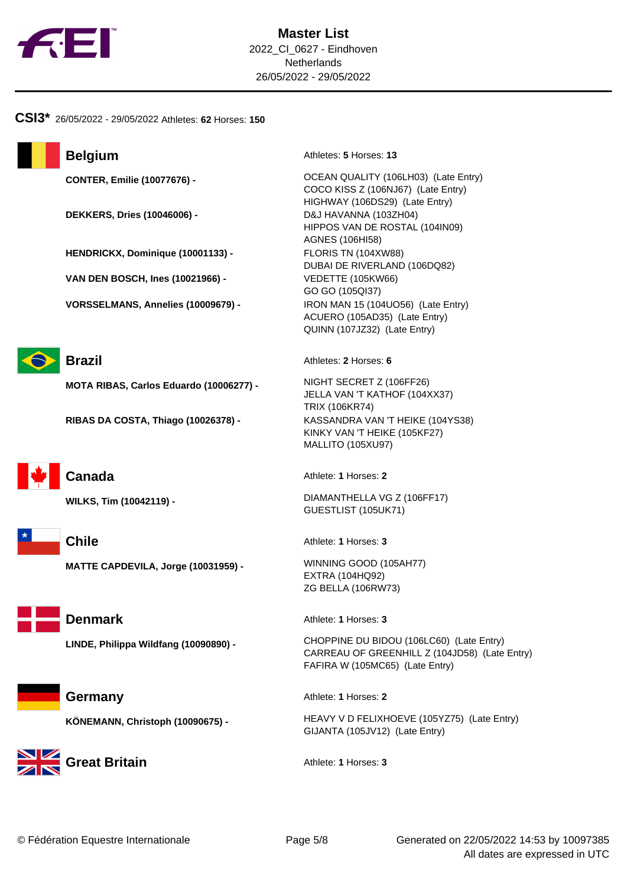# Master List

2022_CI_0627 - Eindhoven
Netherlands
26/05/2022 - 29/05/2022

## CSI3* 26/05/2022 - 29/05/2022 Athletes: **62** Horses: **150**

### Belgium

Athletes: **5** Horses: **13**

**CONTER, Emilie (10077676) -**
- OCEAN QUALITY (106LH03) (Late Entry)
- COCO KISS Z (106NJ67) (Late Entry)
- HIGHWAY (106DS29) (Late Entry)

**DEKKERS, Dries (10046006) -**
- D&J HAVANNA (103ZH04)
- HIPPOS VAN DE ROSTAL (104IN09)
- AGNES (106HI58)

**HENDRICKX, Dominique (10001133) -**
- FLORIS TN (104XW88)
- DUBAI DE RIVERLAND (106DQ82)

**VAN DEN BOSCH, Ines (10021966) -**
- VEDETTE (105KW66)
- GO GO (105QI37)

**VORSSELMANS, Annelies (10009679) -**
- IRON MAN 15 (104UO56) (Late Entry)
- ACUERO (105AD35) (Late Entry)
- QUINN (107JZ32) (Late Entry)

### Brazil

Athletes: **2** Horses: **6**

**MOTA RIBAS, Carlos Eduardo (10006277) -**
- NIGHT SECRET Z (106FF26)
- JELLA VAN 'T KATHOF (104XX37)
- TRIX (106KR74)

**RIBAS DA COSTA, Thiago (10026378) -**
- KASSANDRA VAN 'T HEIKE (104YS38)
- KINKY VAN 'T HEIKE (105KF27)
- MALLITO (105XU97)

### Canada

Athlete: **1** Horses: **2**

**WILKS, Tim (10042119) -**
- DIAMANTHELLA VG Z (106FF17)
- GUESTLIST (105UK71)

### Chile

Athlete: **1** Horses: **3**

**MATTE CAPDEVILA, Jorge (10031959) -**
- WINNING GOOD (105AH77)
- EXTRA (104HQ92)
- ZG BELLA (106RW73)

### Denmark

Athlete: **1** Horses: **3**

**LINDE, Philippa Wildfang (10090890) -**
- CHOPPINE DU BIDOU (106LC60) (Late Entry)
- CARREAU OF GREENHILL Z (104JD58) (Late Entry)
- FAFIRA W (105MC65) (Late Entry)

### Germany

Athlete: **1** Horses: **2**

**KÖNEMANN, Christoph (10090675) -**
- HEAVY V D FELIXHOEVE (105YZ75) (Late Entry)
- GIJANTA (105JV12) (Late Entry)

### Great Britain

Athlete: **1** Horses: **3**

© Fédération Equestre Internationale

Generated on 22/05/2022 14:53 by 10097385
All dates are expressed in UTC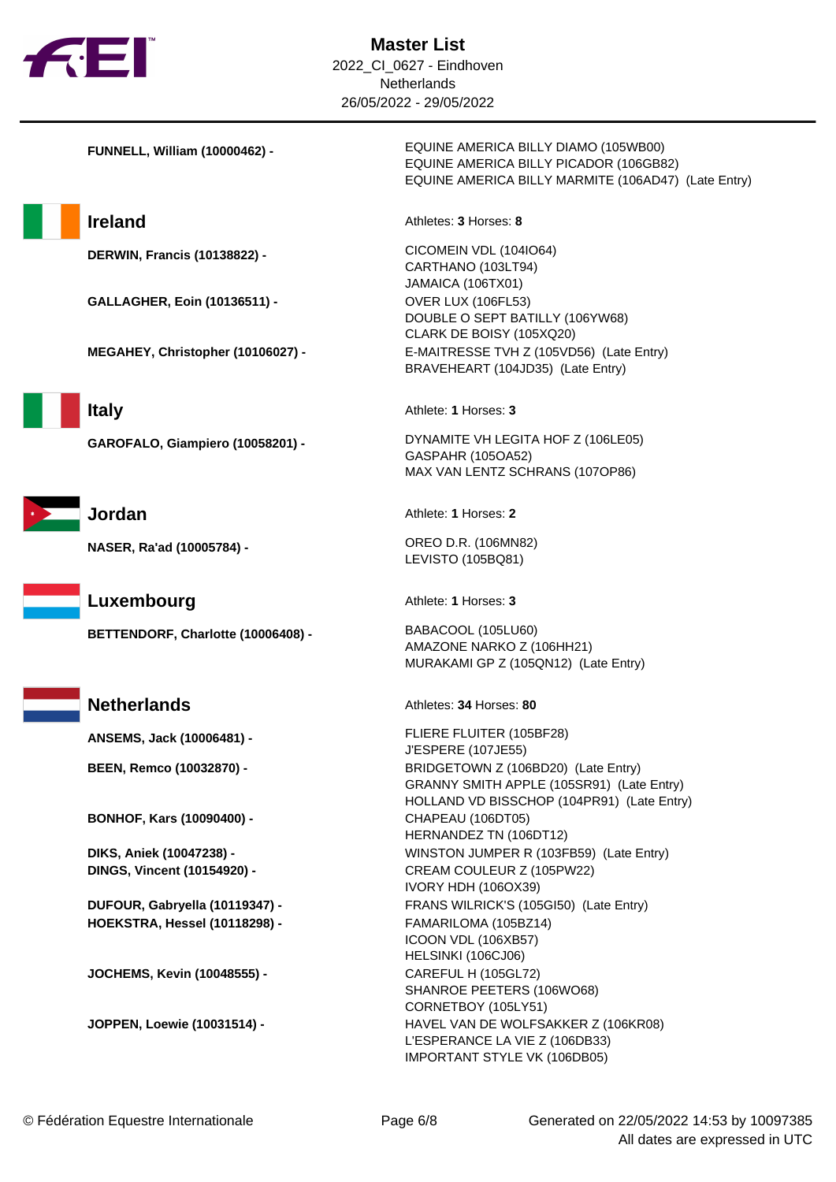# Master List

2022_CI_0627 - Eindhoven
Netherlands
26/05/2022 - 29/05/2022

**FUNNELL, William (10000462) -**
EQUINE AMERICA BILLY DIAMO (105WB00)
EQUINE AMERICA BILLY PICADOR (106GB82)
EQUINE AMERICA BILLY MARMITE (106AD47) (Late Entry)

## Ireland

Athletes: **3** Horses: **8**

**DERWIN, Francis (10138822) -**
CICOMEIN VDL (104IO64)
CARTHANO (103LT94)
JAMAICA (106TX01)

**GALLAGHER, Eoin (10136511) -**
OVER LUX (106FL53)
DOUBLE O SEPT BATILLY (106YW68)
CLARK DE BOISY (105XQ20)

**MEGAHEY, Christopher (10106027) -**
E-MAITRESSE TVH Z (105VD56) (Late Entry)
BRAVEHEART (104JD35) (Late Entry)

## Italy

Athlete: **1** Horses: **3**

**GAROFALO, Giampiero (10058201) -**
DYNAMITE VH LEGITA HOF Z (106LE05)
GASPAHR (105OA52)
MAX VAN LENTZ SCHRANS (107OP86)

## Jordan

Athlete: **1** Horses: **2**

**NASER, Ra'ad (10005784) -**
OREO D.R. (106MN82)
LEVISTO (105BQ81)

## Luxembourg

Athlete: **1** Horses: **3**

**BETTENDORF, Charlotte (10006408) -**
BABACOOL (105LU60)
AMAZONE NARKO Z (106HH21)
MURAKAMI GP Z (105QN12) (Late Entry)

## Netherlands

Athletes: **34** Horses: **80**

**ANSEMS, Jack (10006481) -**
FLIERE FLUITER (105BF28)
J'ESPERE (107JE55)

**BEEN, Remco (10032870) -**
BRIDGETOWN Z (106BD20) (Late Entry)
GRANNY SMITH APPLE (105SR91) (Late Entry)
HOLLAND VD BISSCHOP (104PR91) (Late Entry)

**BONHOF, Kars (10090400) -**
CHAPEAU (106DT05)
HERNANDEZ TN (106DT12)

**DIKS, Aniek (10047238) -**
WINSTON JUMPER R (103FB59) (Late Entry)

**DINGS, Vincent (10154920) -**
CREAM COULEUR Z (105PW22)
IVORY HDH (106OX39)

**DUFOUR, Gabryella (10119347) -**
FRANS WILRICK'S (105GI50) (Late Entry)

**HOEKSTRA, Hessel (10118298) -**
FAMARILOMA (105BZ14)
ICOON VDL (106XB57)
HELSINKI (106CJ06)

**JOCHEMS, Kevin (10048555) -**
CAREFUL H (105GL72)
SHANROE PEETERS (106WO68)
CORNETBOY (105LY51)

**JOPPEN, Loewie (10031514) -**
HAVEL VAN DE WOLFSAKKER Z (106KR08)
L'ESPERANCE LA VIE Z (106DB33)
IMPORTANT STYLE VK (106DB05)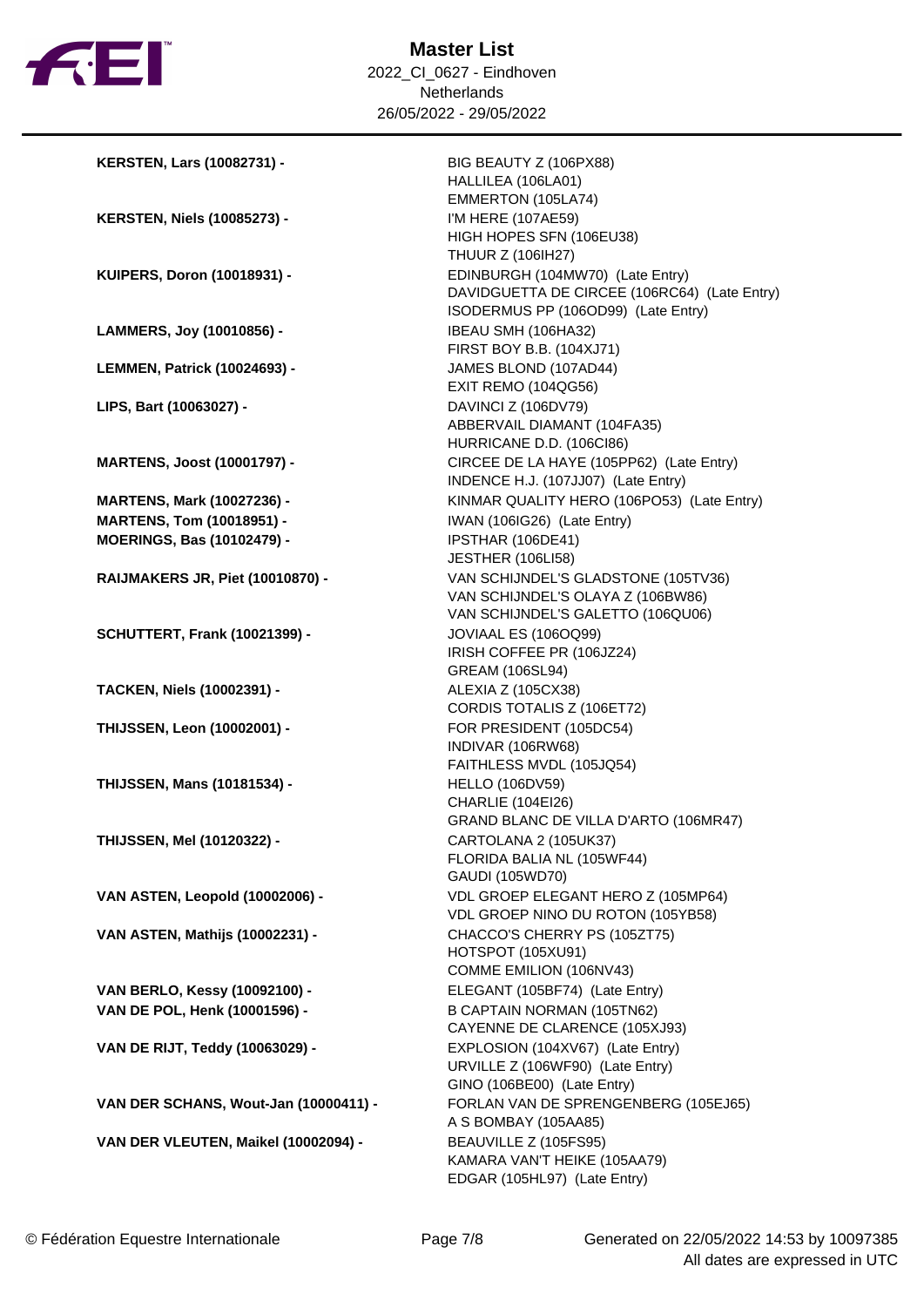# Master List

2022_CI_0627 - Eindhoven
Netherlands
26/05/2022 - 29/05/2022

| Athlete | Horses |
|---|---|
| **KERSTEN, Lars (10082731) -** | BIG BEAUTY Z (106PX88)<br>HALLILEA (106LA01)<br>EMMERTON (105LA74) |
| **KERSTEN, Niels (10085273) -** | I'M HERE (107AE59)<br>HIGH HOPES SFN (106EU38)<br>THUUR Z (106IH27) |
| **KUIPERS, Doron (10018931) -** | EDINBURGH (104MW70) (Late Entry)<br>DAVIDGUETTA DE CIRCEE (106RC64) (Late Entry)<br>ISODERMUS PP (106OD99) (Late Entry) |
| **LAMMERS, Joy (10010856) -** | IBEAU SMH (106HA32)<br>FIRST BOY B.B. (104XJ71) |
| **LEMMEN, Patrick (10024693) -** | JAMES BLOND (107AD44)<br>EXIT REMO (104QG56) |
| **LIPS, Bart (10063027) -** | DAVINCI Z (106DV79)<br>ABBERVAIL DIAMANT (104FA35)<br>HURRICANE D.D. (106CI86) |
| **MARTENS, Joost (10001797) -** | CIRCEE DE LA HAYE (105PP62) (Late Entry)<br>INDENCE H.J. (107JJ07) (Late Entry) |
| **MARTENS, Mark (10027236) -** | KINMAR QUALITY HERO (106PO53) (Late Entry) |
| **MARTENS, Tom (10018951) -** | IWAN (106IG26) (Late Entry) |
| **MOERINGS, Bas (10102479) -** | IPSTHAR (106DE41)<br>JESTHER (106LI58) |
| **RAIJMAKERS JR, Piet (10010870) -** | VAN SCHIJNDEL'S GLADSTONE (105TV36)<br>VAN SCHIJNDEL'S OLAYA Z (106BW86)<br>VAN SCHIJNDEL'S GALETTO (106QU06) |
| **SCHUTTERT, Frank (10021399) -** | JOVIAAL ES (106OQ99)<br>IRISH COFFEE PR (106JZ24)<br>GREAM (106SL94) |
| **TACKEN, Niels (10002391) -** | ALEXIA Z (105CX38)<br>CORDIS TOTALIS Z (106ET72) |
| **THIJSSEN, Leon (10002001) -** | FOR PRESIDENT (105DC54)<br>INDIVAR (106RW68)<br>FAITHLESS MVDL (105JQ54) |
| **THIJSSEN, Mans (10181534) -** | HELLO (106DV59)<br>CHARLIE (104EI26)<br>GRAND BLANC DE VILLA D'ARTO (106MR47) |
| **THIJSSEN, Mel (10120322) -** | CARTOLANA 2 (105UK37)<br>FLORIDA BALIA NL (105WF44)<br>GAUDI (105WD70) |
| **VAN ASTEN, Leopold (10002006) -** | VDL GROEP ELEGANT HERO Z (105MP64)<br>VDL GROEP NINO DU ROTON (105YB58) |
| **VAN ASTEN, Mathijs (10002231) -** | CHACCO'S CHERRY PS (105ZT75)<br>HOTSPOT (105XU91)<br>COMME EMILION (106NV43) |
| **VAN BERLO, Kessy (10092100) -** | ELEGANT (105BF74) (Late Entry) |
| **VAN DE POL, Henk (10001596) -** | B CAPTAIN NORMAN (105TN62)<br>CAYENNE DE CLARENCE (105XJ93) |
| **VAN DE RIJT, Teddy (10063029) -** | EXPLOSION (104XV67) (Late Entry)<br>URVILLE Z (106WF90) (Late Entry)<br>GINO (106BE00) (Late Entry) |
| **VAN DER SCHANS, Wout-Jan (10000411) -** | FORLAN VAN DE SPRENGENBERG (105EJ65)<br>A S BOMBAY (105AA85) |
| **VAN DER VLEUTEN, Maikel (10002094) -** | BEAUVILLE Z (105FS95)<br>KAMARA VAN'T HEIKE (105AA79)<br>EDGAR (105HL97) (Late Entry) |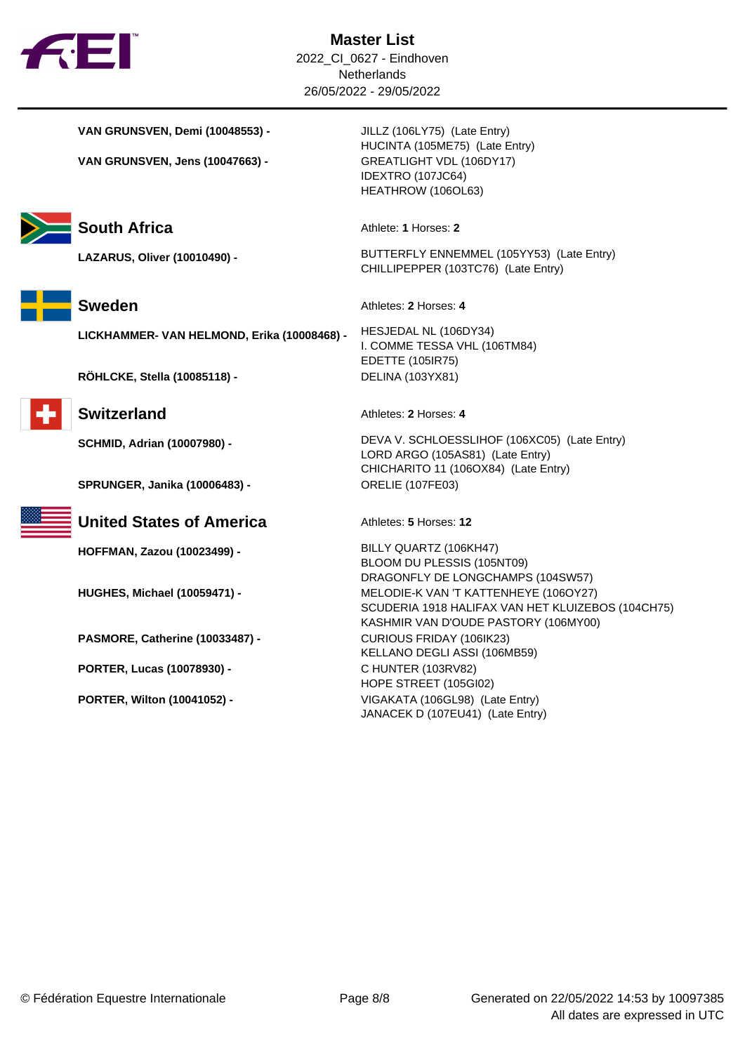**VAN GRUNSVEN, Demi (10048553) -**
JILLZ (106LY75) (Late Entry)
HUCINTA (105ME75) (Late Entry)

**VAN GRUNSVEN, Jens (10047663) -**
GREATLIGHT VDL (106DY17)
IDEXTRO (107JC64)
HEATHROW (106OL63)

## South Africa

Athlete: **1** Horses: **2**

**LAZARUS, Oliver (10010490) -**
BUTTERFLY ENNEMMEL (105YY53) (Late Entry)
CHILLIPEPPER (103TC76) (Late Entry)

## Sweden

Athletes: **2** Horses: **4**

**LICKHAMMER- VAN HELMOND, Erika (10008468) -**
HESJEDAL NL (106DY34)
I. COMME TESSA VHL (106TM84)
EDETTE (105IR75)

**RÖHLCKE, Stella (10085118) -**
DELINA (103YX81)

## Switzerland

Athletes: **2** Horses: **4**

**SCHMID, Adrian (10007980) -**
DEVA V. SCHLOESSLIHOF (106XC05) (Late Entry)
LORD ARGO (105AS81) (Late Entry)
CHICHARITO 11 (106OX84) (Late Entry)

**SPRUNGER, Janika (10006483) -**
ORELIE (107FE03)

## United States of America

Athletes: **5** Horses: **12**

**HOFFMAN, Zazou (10023499) -**
BILLY QUARTZ (106KH47)
BLOOM DU PLESSIS (105NT09)
DRAGONFLY DE LONGCHAMPS (104SW57)

**HUGHES, Michael (10059471) -**
MELODIE-K VAN 'T KATTENHEYE (106OY27)
SCUDERIA 1918 HALIFAX VAN HET KLUIZEBOS (104CH75)
KASHMIR VAN D'OUDE PASTORY (106MY00)

**PASMORE, Catherine (10033487) -**
CURIOUS FRIDAY (106IK23)
KELLANO DEGLI ASSI (106MB59)

**PORTER, Lucas (10078930) -**
C HUNTER (103RV82)
HOPE STREET (105GI02)

**PORTER, Wilton (10041052) -**
VIGAKATA (106GL98) (Late Entry)
JANACEK D (107EU41) (Late Entry)